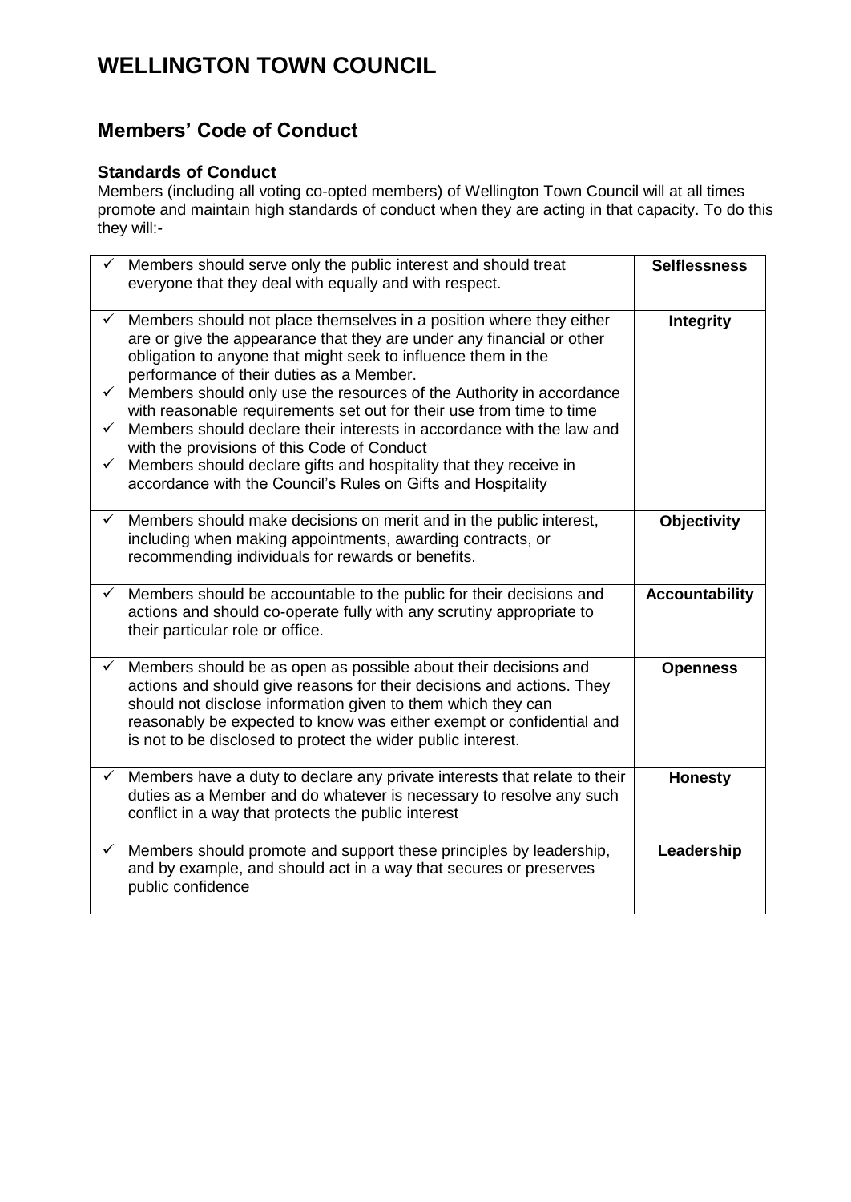# WELLINGTON TOWN COUNCIL

## Members' Code of Conduct

### Standards of Conduct

Members (including all voting co-opted members) of Wellington Town Council will at all times promote and maintain high standards of conduct when they are acting in that capacity. To do this they will:-

| | |
|---|---|
| ✓ Members should serve only the public interest and should treat everyone that they deal with equally and with respect. | **Selflessness** |
| ✓ Members should not place themselves in a position where they either are or give the appearance that they are under any financial or other obligation to anyone that might seek to influence them in the performance of their duties as a Member.<br>✓ Members should only use the resources of the Authority in accordance with reasonable requirements set out for their use from time to time<br>✓ Members should declare their interests in accordance with the law and with the provisions of this Code of Conduct<br>✓ Members should declare gifts and hospitality that they receive in accordance with the Council's Rules on Gifts and Hospitality | **Integrity** |
| ✓ Members should make decisions on merit and in the public interest, including when making appointments, awarding contracts, or recommending individuals for rewards or benefits. | **Objectivity** |
| ✓ Members should be accountable to the public for their decisions and actions and should co-operate fully with any scrutiny appropriate to their particular role or office. | **Accountability** |
| ✓ Members should be as open as possible about their decisions and actions and should give reasons for their decisions and actions. They should not disclose information given to them which they can reasonably be expected to know was either exempt or confidential and is not to be disclosed to protect the wider public interest. | **Openness** |
| ✓ Members have a duty to declare any private interests that relate to their duties as a Member and do whatever is necessary to resolve any such conflict in a way that protects the public interest | **Honesty** |
| ✓ Members should promote and support these principles by leadership, and by example, and should act in a way that secures or preserves public confidence | **Leadership** |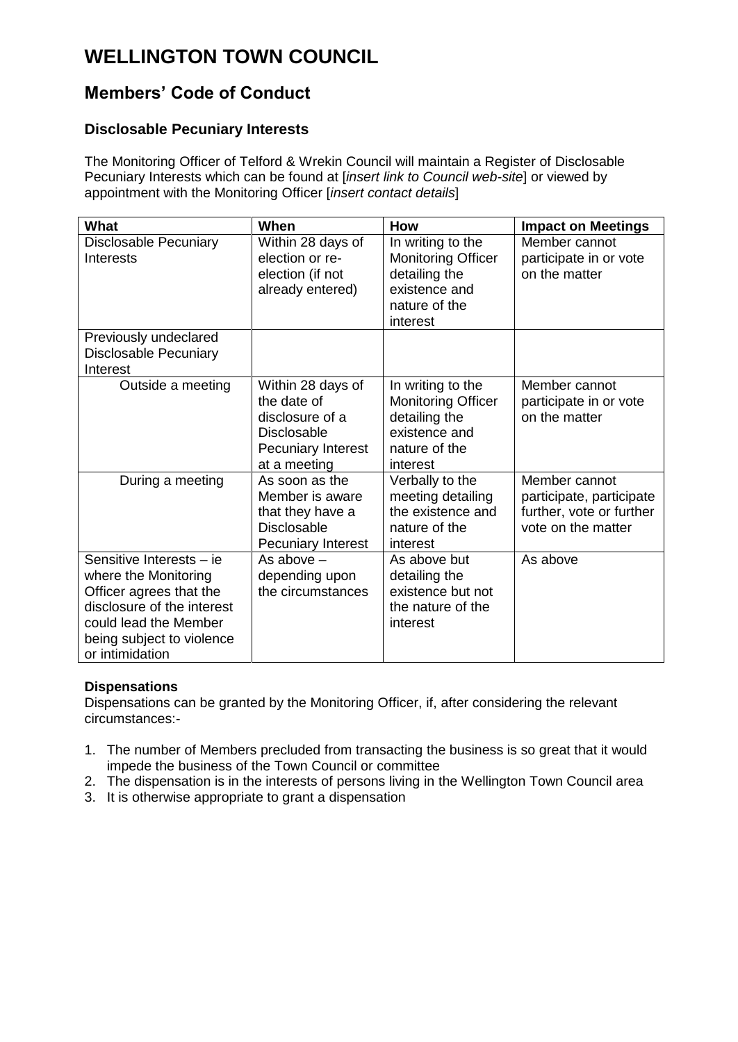# WELLINGTON TOWN COUNCIL

## Members' Code of Conduct

### Disclosable Pecuniary Interests

The Monitoring Officer of Telford & Wrekin Council will maintain a Register of Disclosable Pecuniary Interests which can be found at [*insert link to Council web-site*] or viewed by appointment with the Monitoring Officer [*insert contact details*]

| What | When | How | Impact on Meetings |
|---|---|---|---|
| Disclosable Pecuniary Interests | Within 28 days of election or re-election (if not already entered) | In writing to the Monitoring Officer detailing the existence and nature of the interest | Member cannot participate in or vote on the matter |
| Previously undeclared Disclosable Pecuniary Interest | | | |
| Outside a meeting | Within 28 days of the date of disclosure of a Disclosable Pecuniary Interest at a meeting | In writing to the Monitoring Officer detailing the existence and nature of the interest | Member cannot participate in or vote on the matter |
| During a meeting | As soon as the Member is aware that they have a Disclosable Pecuniary Interest | Verbally to the meeting detailing the existence and nature of the interest | Member cannot participate, participate further, vote or further vote on the matter |
| Sensitive Interests – ie where the Monitoring Officer agrees that the disclosure of the interest could lead the Member being subject to violence or intimidation | As above – depending upon the circumstances | As above but detailing the existence but not the nature of the interest | As above |

**Dispensations**

Dispensations can be granted by the Monitoring Officer, if, after considering the relevant circumstances:-

1. The number of Members precluded from transacting the business is so great that it would impede the business of the Town Council or committee
2. The dispensation is in the interests of persons living in the Wellington Town Council area
3. It is otherwise appropriate to grant a dispensation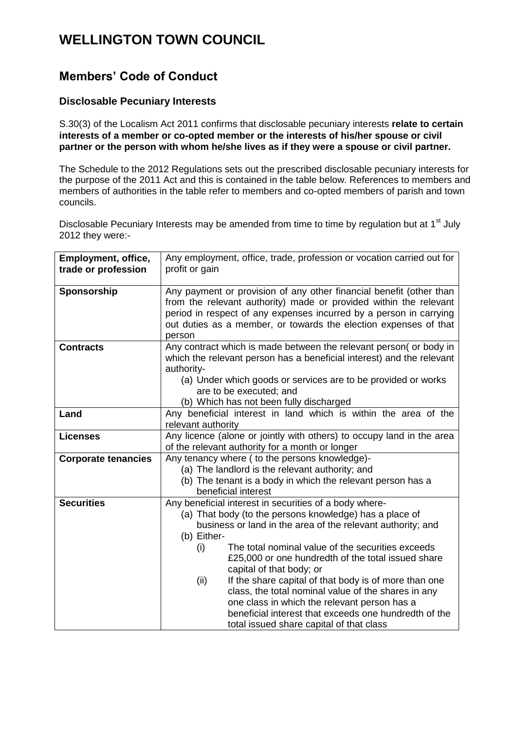# WELLINGTON TOWN COUNCIL

## Members' Code of Conduct

### Disclosable Pecuniary Interests

S.30(3) of the Localism Act 2011 confirms that disclosable pecuniary interests **relate to certain interests of a member or co-opted member or the interests of his/her spouse or civil partner or the person with whom he/she lives as if they were a spouse or civil partner.**

The Schedule to the 2012 Regulations sets out the prescribed disclosable pecuniary interests for the purpose of the 2011 Act and this is contained in the table below. References to members and members of authorities in the table refer to members and co-opted members of parish and town councils.

Disclosable Pecuniary Interests may be amended from time to time by regulation but at 1st July 2012 they were:-

| | |
|---|---|
| **Employment, office, trade or profession** | Any employment, office, trade, profession or vocation carried out for profit or gain |
| **Sponsorship** | Any payment or provision of any other financial benefit (other than from the relevant authority) made or provided within the relevant period in respect of any expenses incurred by a person in carrying out duties as a member, or towards the election expenses of that person |
| **Contracts** | Any contract which is made between the relevant person( or body in which the relevant person has a beneficial interest) and the relevant authority- (a) Under which goods or services are to be provided or works are to be executed; and (b) Which has not been fully discharged |
| **Land** | Any beneficial interest in land which is within the area of the relevant authority |
| **Licenses** | Any licence (alone or jointly with others) to occupy land in the area of the relevant authority for a month or longer |
| **Corporate tenancies** | Any tenancy where ( to the persons knowledge)- (a) The landlord is the relevant authority; and (b) The tenant is a body in which the relevant person has a beneficial interest |
| **Securities** | Any beneficial interest in securities of a body where- (a) That body (to the persons knowledge) has a place of business or land in the area of the relevant authority; and (b) Either- (i) The total nominal value of the securities exceeds £25,000 or one hundredth of the total issued share capital of that body; or (ii) If the share capital of that body is of more than one class, the total nominal value of the shares in any one class in which the relevant person has a beneficial interest that exceeds one hundredth of the total issued share capital of that class |